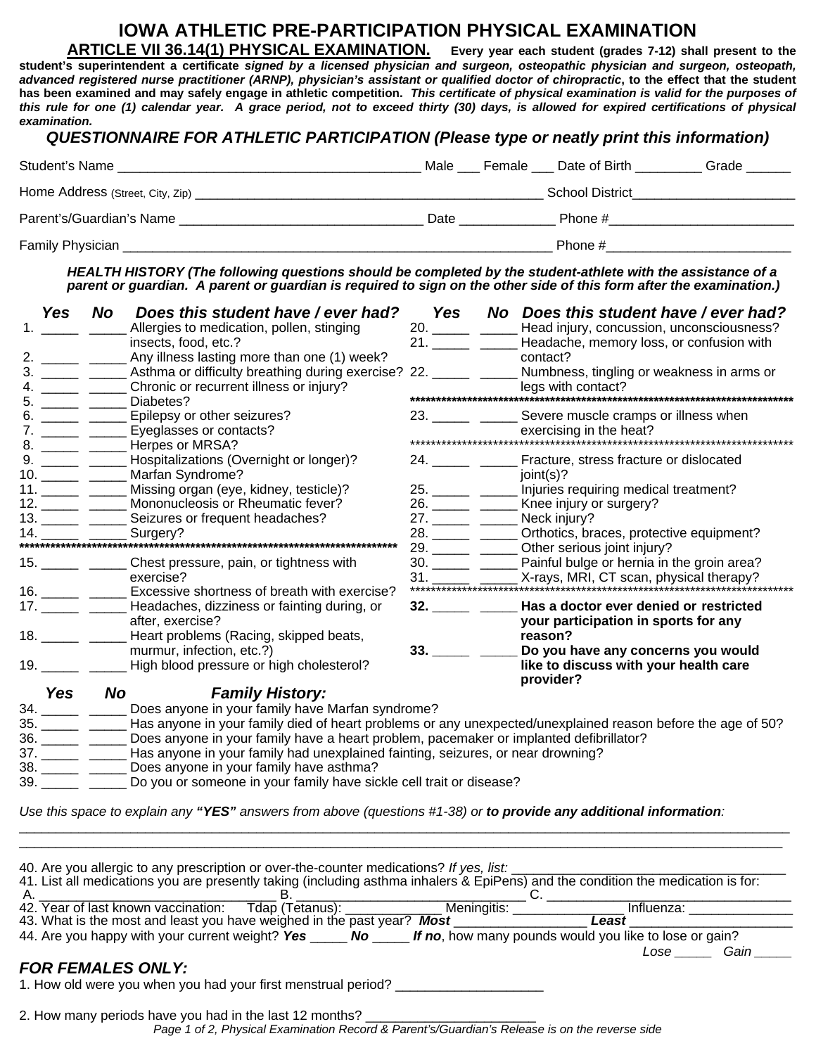# IOWA ATHLETIC PRE-PARTICIPATION PHYSICAL EXAMINATION

**ARTICLE VII 36.14(1) PHYSICAL EXAMINATION.** **Every year each student (grades 7-12) shall present to the student's superintendent a certificate** ***signed by a licensed physician and surgeon, osteopathic physician and surgeon, osteopath, advanced registered nurse practitioner (ARNP), physician's assistant or qualified doctor of chiropractic*****, to the effect that the student has been examined and may safely engage in athletic competition.** ***This certificate of physical examination is valid for the purposes of this rule for one (1) calendar year. A grace period, not to exceed thirty (30) days, is allowed for expired certifications of physical examination.***

## *QUESTIONNAIRE FOR ATHLETIC PARTICIPATION (Please type or neatly print this information)*

Student's Name ________________________________________ Male ___ Female ___ Date of Birth _________ Grade ______

Home Address (Street, City, Zip) _______________________________________________ School District______________________

Parent's/Guardian's Name ________________________________ Date _____________ Phone #_________________________

Family Physician __________________________________________________________ Phone #_________________________

***HEALTH HISTORY (The following questions should be completed by the student-athlete with the assistance of a parent or guardian. A parent or guardian is required to sign on the other side of this form after the examination.)***

| Yes | No | Does this student have / ever had? |
|---|---|---|
| 1. _____ | _____ | Allergies to medication, pollen, stinging insects, food, etc.? |
| 2. _____ | _____ | Any illness lasting more than one (1) week? |
| 3. _____ | _____ | Asthma or difficulty breathing during exercise? |
| 4. _____ | _____ | Chronic or recurrent illness or injury? |
| 5. _____ | _____ | Diabetes? |
| 6. _____ | _____ | Epilepsy or other seizures? |
| 7. _____ | _____ | Eyeglasses or contacts? |
| 8. _____ | _____ | Herpes or MRSA? |
| 9. _____ | _____ | Hospitalizations (Overnight or longer)? |
| 10. _____ | _____ | Marfan Syndrome? |
| 11. _____ | _____ | Missing organ (eye, kidney, testicle)? |
| 12. _____ | _____ | Mononucleosis or Rheumatic fever? |
| 13. _____ | _____ | Seizures or frequent headaches? |
| 14. _____ | _____ | Surgery? |
| 15. _____ | _____ | Chest pressure, pain, or tightness with exercise? |
| 16. _____ | _____ | Excessive shortness of breath with exercise? |
| 17. _____ | _____ | Headaches, dizziness or fainting during, or after, exercise? |
| 18. _____ | _____ | Heart problems (Racing, skipped beats, murmur, infection, etc.?) |
| 19. _____ | _____ | High blood pressure or high cholesterol? |
| 20. _____ | _____ | Head injury, concussion, unconsciousness? |
| 21. _____ | _____ | Headache, memory loss, or confusion with contact? |
| 22. _____ | _____ | Numbness, tingling or weakness in arms or legs with contact? |
| 23. _____ | _____ | Severe muscle cramps or illness when exercising in the heat? |
| 24. _____ | _____ | Fracture, stress fracture or dislocated joint(s)? |
| 25. _____ | _____ | Injuries requiring medical treatment? |
| 26. _____ | _____ | Knee injury or surgery? |
| 27. _____ | _____ | Neck injury? |
| 28. _____ | _____ | Orthotics, braces, protective equipment? |
| 29. _____ | _____ | Other serious joint injury? |
| 30. _____ | _____ | Painful bulge or hernia in the groin area? |
| 31. _____ | _____ | X-rays, MRI, CT scan, physical therapy? |
| **32.** _____ | _____ | **Has a doctor ever denied or restricted your participation in sports for any reason?** |
| **33.** _____ | _____ | **Do you have any concerns you would like to discuss with your health care provider?** |

| Yes | No | Family History: |
|---|---|---|
| 34. _____ | _____ | Does anyone in your family have Marfan syndrome? |
| 35. _____ | _____ | Has anyone in your family died of heart problems or any unexpected/unexplained reason before the age of 50? |
| 36. _____ | _____ | Does anyone in your family have a heart problem, pacemaker or implanted defibrillator? |
| 37. _____ | _____ | Has anyone in your family had unexplained fainting, seizures, or near drowning? |
| 38. _____ | _____ | Does anyone in your family have asthma? |
| 39. _____ | _____ | Do you or someone in your family have sickle cell trait or disease? |

*Use this space to explain any* ***"YES"*** *answers from above (questions #1-38) or* ***to provide any additional information****:*

______________________________________________________________________________________________________

______________________________________________________________________________________________________

40. Are you allergic to any prescription or over-the-counter medications? *If yes, list:* ____________________________________

41. List all medications you are presently taking (including asthma inhalers & EpiPens) and the condition the medication is for:
A. ______________________________ B. ______________________________ C. ______________________________

42. Year of last known vaccination: Tdap (Tetanus): _____________ Meningitis: _______________ Influenza: ______________

43. What is the most and least you have weighed in the past year? ***Most*** __________________ ***Least*** _______________________

44. Are you happy with your current weight? ***Yes*** _____ ***No*** _____ ***If no***, how many pounds would you like to lose or gain?
*Lose* _____ *Gain* _____

## *FOR FEMALES ONLY:*

1. How old were you when you had your first menstrual period? ____________________

2. How many periods have you had in the last 12 months? _______________________

*Page 1 of 2, Physical Examination Record & Parent's/Guardian's Release is on the reverse side*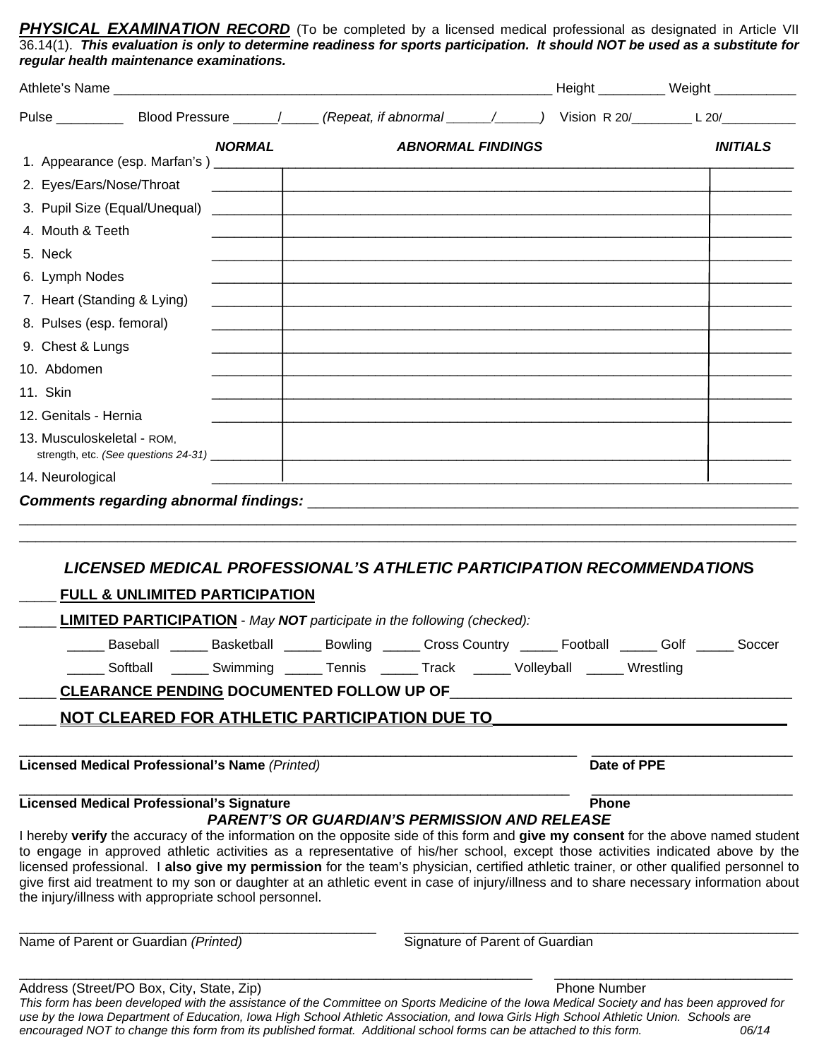**_PHYSICAL EXAMINATION RECORD_** (To be completed by a licensed medical professional as designated in Article VII 36.14(1). ***This evaluation is only to determine readiness for sports participation. It should NOT be used as a substitute for regular health maintenance examinations.***

Athlete's Name ___________________________________________________________ Height _________ Weight ___________

Pulse _________ Blood Pressure ______/_____ *(Repeat, if abnormal ______/______)* Vision R 20/________ L 20/__________

| | ***NORMAL*** | ***ABNORMAL FINDINGS*** | ***INITIALS*** |
|---|---|---|---|
| 1. Appearance (esp. Marfan's ) | | | |
| 2. Eyes/Ears/Nose/Throat | | | |
| 3. Pupil Size (Equal/Unequal) | | | |
| 4. Mouth & Teeth | | | |
| 5. Neck | | | |
| 6. Lymph Nodes | | | |
| 7. Heart (Standing & Lying) | | | |
| 8. Pulses (esp. femoral) | | | |
| 9. Chest & Lungs | | | |
| 10. Abdomen | | | |
| 11. Skin | | | |
| 12. Genitals - Hernia | | | |
| 13. Musculoskeletal - ROM, strength, etc. *(See questions 24-31)* | | | |
| 14. Neurological | | | |

***Comments regarding abnormal findings:*** ____________________________________________________________

_____________________________________________________________________________________________

_____________________________________________________________________________________________

## *LICENSED MEDICAL PROFESSIONAL'S ATHLETIC PARTICIPATION RECOMMENDATIONS*

_____ **FULL & UNLIMITED PARTICIPATION**

_____ **LIMITED PARTICIPATION** - *May **NOT** participate in the following (checked):*

_____ Baseball _____ Basketball _____ Bowling _____ Cross Country _____ Football _____ Golf _____ Soccer

_____ Softball _____ Swimming _____ Tennis _____ Track _____ Volleyball _____ Wrestling

_____ **CLEARANCE PENDING DOCUMENTED FOLLOW UP OF**___________________________________________

_____ **NOT CLEARED FOR ATHLETIC PARTICIPATION DUE TO**_________________________________

_________________________________________________________________ ___________________________

**Licensed Medical Professional's Name** *(Printed)* **Date of PPE**

_________________________________________________________________ ___________________________

**Licensed Medical Professional's Signature** **Phone**

### *PARENT'S OR GUARDIAN'S PERMISSION AND RELEASE*

I hereby **verify** the accuracy of the information on the opposite side of this form and **give my consent** for the above named student to engage in approved athletic activities as a representative of his/her school, except those activities indicated above by the licensed professional. I **also give my permission** for the team's physician, certified athletic trainer, or other qualified personnel to give first aid treatment to my son or daughter at an athletic event in case of injury/illness and to share necessary information about the injury/illness with appropriate school personnel.

_________________________________________ _____________________________________________

Name of Parent or Guardian *(Printed)* Signature of Parent of Guardian

_________________________________________________________________ ___________________________

Address (Street/PO Box, City, State, Zip) Phone Number

*This form has been developed with the assistance of the Committee on Sports Medicine of the Iowa Medical Society and has been approved for use by the Iowa Department of Education, Iowa High School Athletic Association, and Iowa Girls High School Athletic Union. Schools are encouraged NOT to change this form from its published format. Additional school forms can be attached to this form.* *06/14*